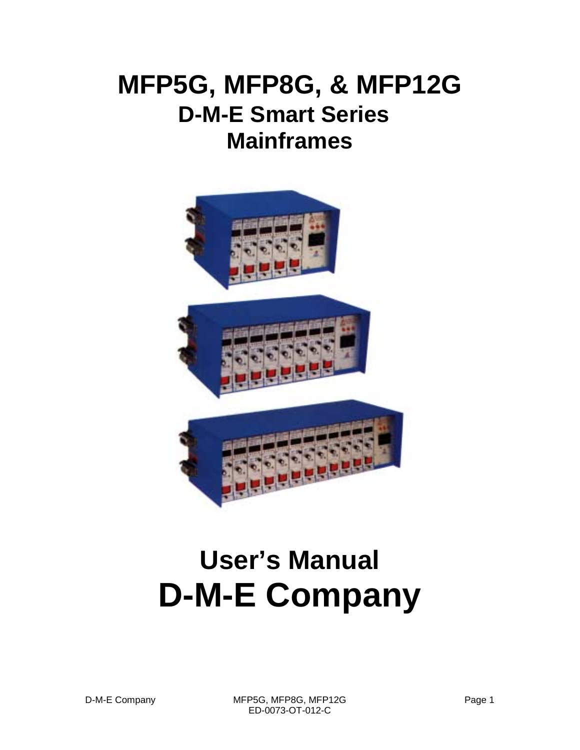# MFP5G, MFP8G, & MFP12G

## D-M-E Smart Series Mainframes

## User's Manual

# D-M-E Company

ED-0073-OT-012-C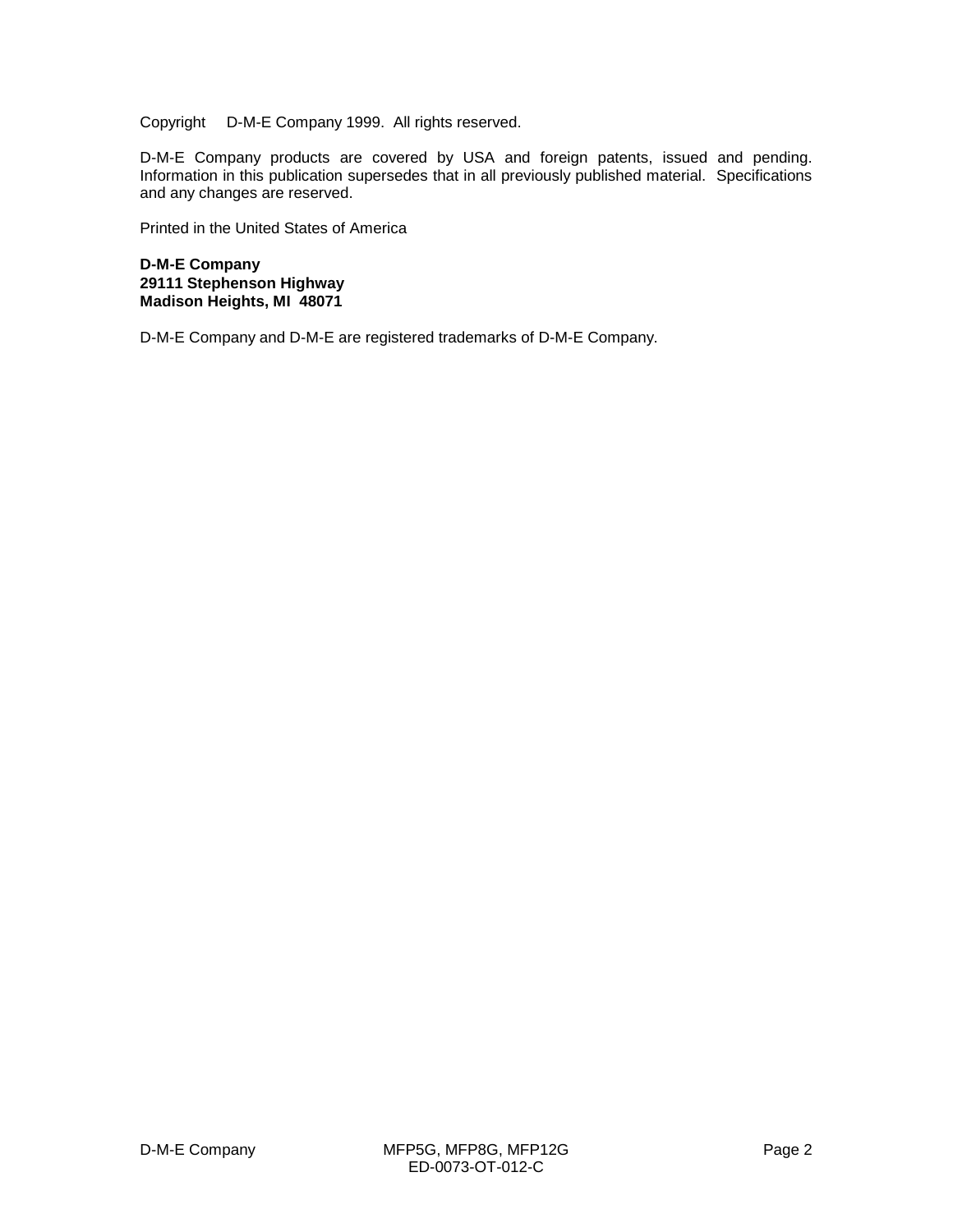Copyright D-M-E Company 1999. All rights reserved.

D-M-E Company products are covered by USA and foreign patents, issued and pending. Information in this publication supersedes that in all previously published material. Specifications and any changes are reserved.

Printed in the United States of America

**D-M-E Company**
**29111 Stephenson Highway**
**Madison Heights, MI 48071**

D-M-E Company and D-M-E are registered trademarks of D-M-E Company.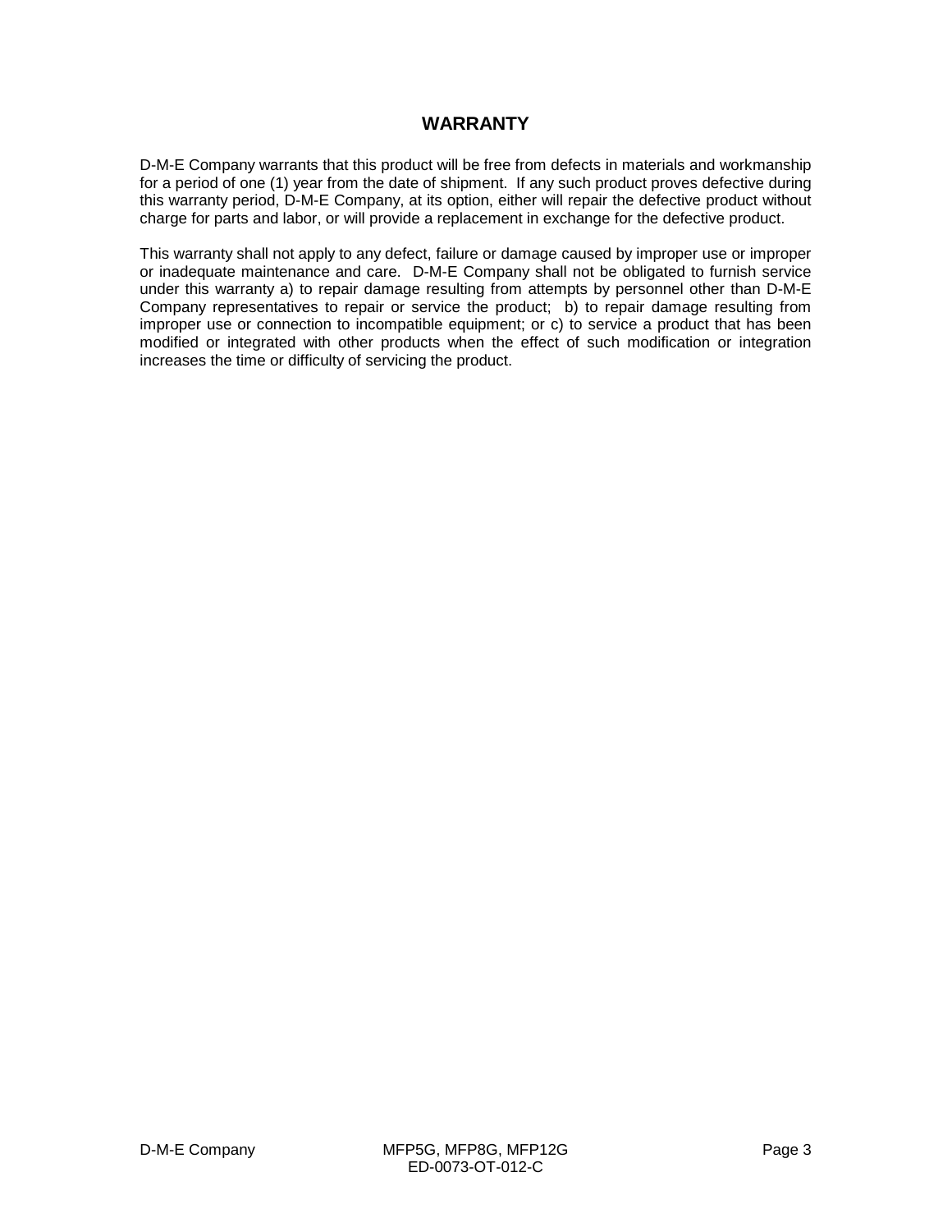# WARRANTY

D-M-E Company warrants that this product will be free from defects in materials and workmanship for a period of one (1) year from the date of shipment. If any such product proves defective during this warranty period, D-M-E Company, at its option, either will repair the defective product without charge for parts and labor, or will provide a replacement in exchange for the defective product.

This warranty shall not apply to any defect, failure or damage caused by improper use or improper or inadequate maintenance and care. D-M-E Company shall not be obligated to furnish service under this warranty a) to repair damage resulting from attempts by personnel other than D-M-E Company representatives to repair or service the product; b) to repair damage resulting from improper use or connection to incompatible equipment; or c) to service a product that has been modified or integrated with other products when the effect of such modification or integration increases the time or difficulty of servicing the product.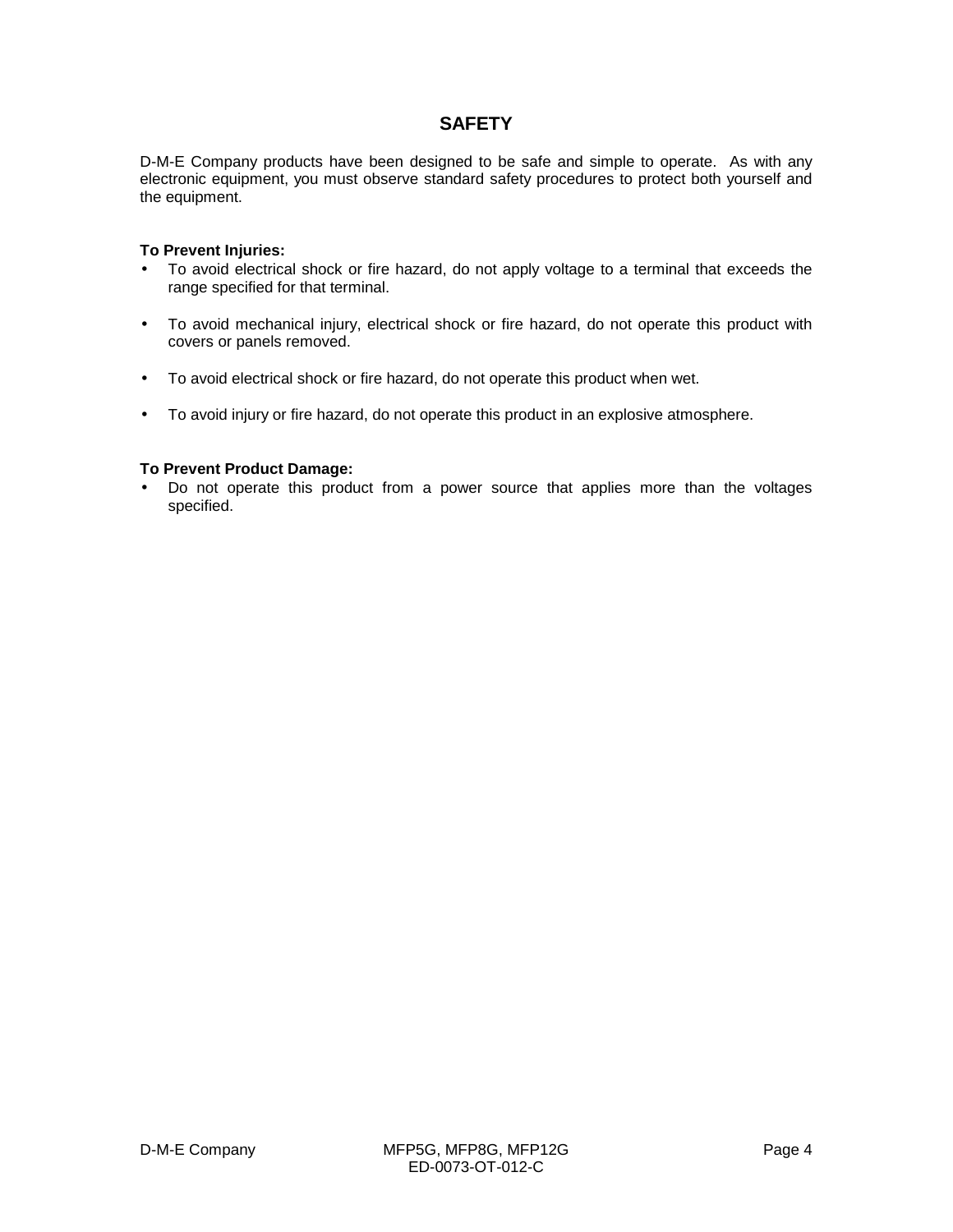# SAFETY

D-M-E Company products have been designed to be safe and simple to operate. As with any electronic equipment, you must observe standard safety procedures to protect both yourself and the equipment.

**To Prevent Injuries:**

- To avoid electrical shock or fire hazard, do not apply voltage to a terminal that exceeds the range specified for that terminal.
- To avoid mechanical injury, electrical shock or fire hazard, do not operate this product with covers or panels removed.
- To avoid electrical shock or fire hazard, do not operate this product when wet.
- To avoid injury or fire hazard, do not operate this product in an explosive atmosphere.

**To Prevent Product Damage:**

- Do not operate this product from a power source that applies more than the voltages specified.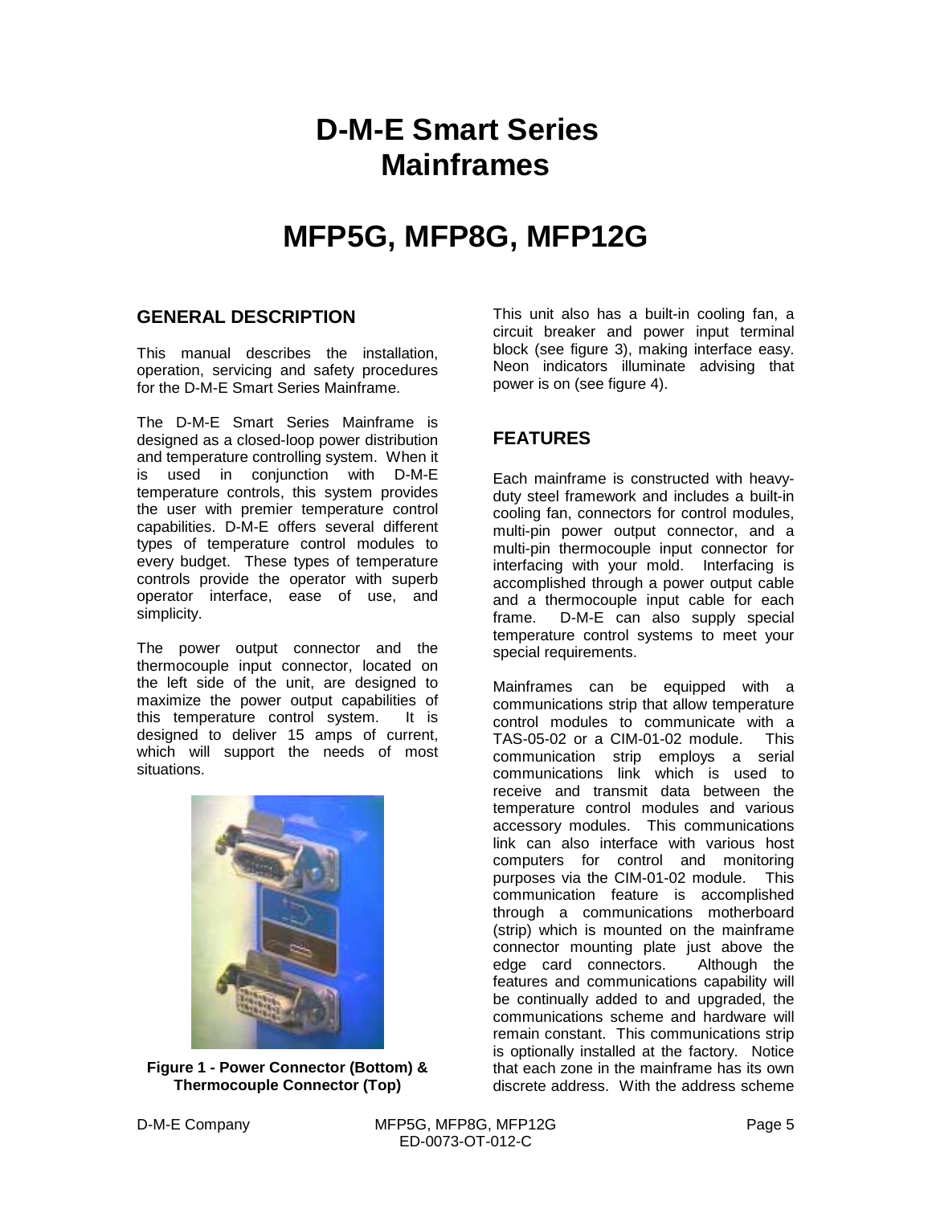# D-M-E Smart Series Mainframes

# MFP5G, MFP8G, MFP12G

## GENERAL DESCRIPTION

This manual describes the installation, operation, servicing and safety procedures for the D-M-E Smart Series Mainframe.

The D-M-E Smart Series Mainframe is designed as a closed-loop power distribution and temperature controlling system. When it is used in conjunction with D-M-E temperature controls, this system provides the user with premier temperature control capabilities. D-M-E offers several different types of temperature control modules to every budget. These types of temperature controls provide the operator with superb operator interface, ease of use, and simplicity.

The power output connector and the thermocouple input connector, located on the left side of the unit, are designed to maximize the power output capabilities of this temperature control system. It is designed to deliver 15 amps of current, which will support the needs of most situations.

**Figure 1 - Power Connector (Bottom) & Thermocouple Connector (Top)**

This unit also has a built-in cooling fan, a circuit breaker and power input terminal block (see figure 3), making interface easy. Neon indicators illuminate advising that power is on (see figure 4).

## FEATURES

Each mainframe is constructed with heavy-duty steel framework and includes a built-in cooling fan, connectors for control modules, multi-pin power output connector, and a multi-pin thermocouple input connector for interfacing with your mold. Interfacing is accomplished through a power output cable and a thermocouple input cable for each frame. D-M-E can also supply special temperature control systems to meet your special requirements.

Mainframes can be equipped with a communications strip that allow temperature control modules to communicate with a TAS-05-02 or a CIM-01-02 module. This communication strip employs a serial communications link which is used to receive and transmit data between the temperature control modules and various accessory modules. This communications link can also interface with various host computers for control and monitoring purposes via the CIM-01-02 module. This communication feature is accomplished through a communications motherboard (strip) which is mounted on the mainframe connector mounting plate just above the edge card connectors. Although the features and communications capability will be continually added to and upgraded, the communications scheme and hardware will remain constant. This communications strip is optionally installed at the factory. Notice that each zone in the mainframe has its own discrete address. With the address scheme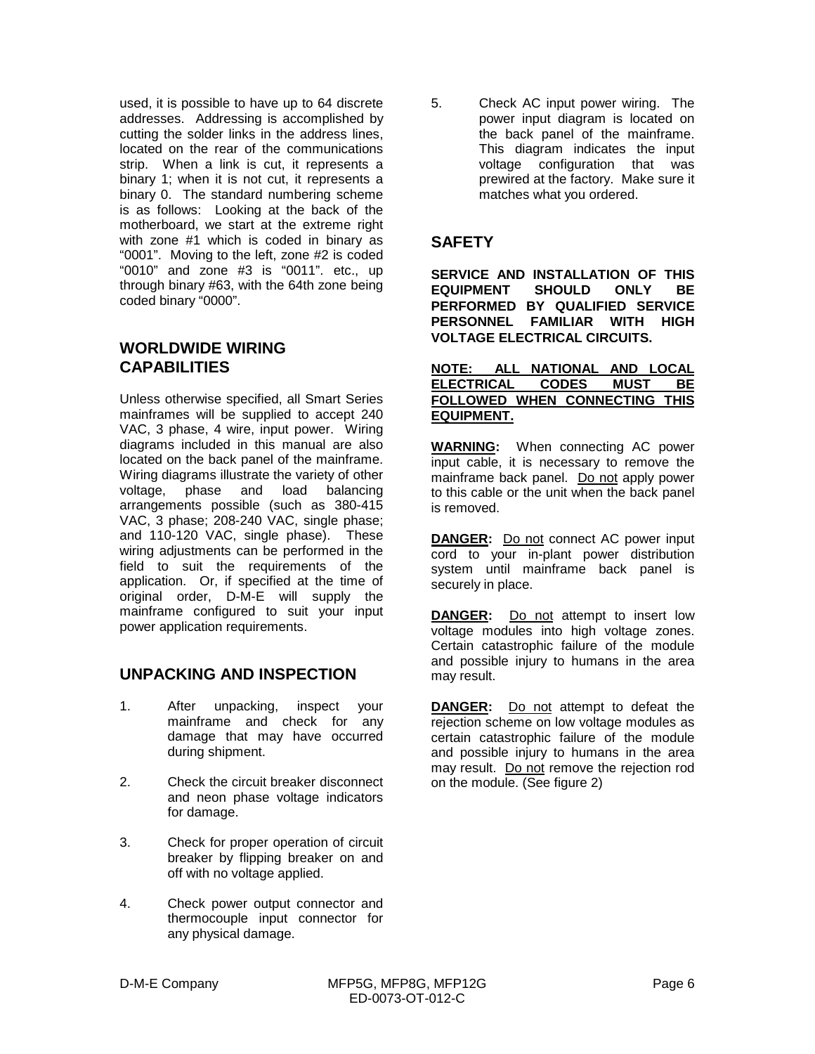used, it is possible to have up to 64 discrete addresses. Addressing is accomplished by cutting the solder links in the address lines, located on the rear of the communications strip. When a link is cut, it represents a binary 1; when it is not cut, it represents a binary 0. The standard numbering scheme is as follows: Looking at the back of the motherboard, we start at the extreme right with zone #1 which is coded in binary as "0001". Moving to the left, zone #2 is coded "0010" and zone #3 is "0011". etc., up through binary #63, with the 64th zone being coded binary "0000".

## WORLDWIDE WIRING CAPABILITIES

Unless otherwise specified, all Smart Series mainframes will be supplied to accept 240 VAC, 3 phase, 4 wire, input power. Wiring diagrams included in this manual are also located on the back panel of the mainframe. Wiring diagrams illustrate the variety of other voltage, phase and load balancing arrangements possible (such as 380-415 VAC, 3 phase; 208-240 VAC, single phase; and 110-120 VAC, single phase). These wiring adjustments can be performed in the field to suit the requirements of the application. Or, if specified at the time of original order, D-M-E will supply the mainframe configured to suit your input power application requirements.

## UNPACKING AND INSPECTION

1. After unpacking, inspect your mainframe and check for any damage that may have occurred during shipment.
2. Check the circuit breaker disconnect and neon phase voltage indicators for damage.
3. Check for proper operation of circuit breaker by flipping breaker on and off with no voltage applied.
4. Check power output connector and thermocouple input connector for any physical damage.
5. Check AC input power wiring. The power input diagram is located on the back panel of the mainframe. This diagram indicates the input voltage configuration that was prewired at the factory. Make sure it matches what you ordered.

## SAFETY

**SERVICE AND INSTALLATION OF THIS EQUIPMENT SHOULD ONLY BE PERFORMED BY QUALIFIED SERVICE PERSONNEL FAMILIAR WITH HIGH VOLTAGE ELECTRICAL CIRCUITS.**

**<u>NOTE: ALL NATIONAL AND LOCAL ELECTRICAL CODES MUST BE FOLLOWED WHEN CONNECTING THIS EQUIPMENT.</u>**

**<u>WARNING</u>:** When connecting AC power input cable, it is necessary to remove the mainframe back panel. <u>Do not</u> apply power to this cable or the unit when the back panel is removed.

**<u>DANGER</u>:** <u>Do not</u> connect AC power input cord to your in-plant power distribution system until mainframe back panel is securely in place.

**<u>DANGER</u>:** <u>Do not</u> attempt to insert low voltage modules into high voltage zones. Certain catastrophic failure of the module and possible injury to humans in the area may result.

**<u>DANGER</u>:** <u>Do not</u> attempt to defeat the rejection scheme on low voltage modules as certain catastrophic failure of the module and possible injury to humans in the area may result. <u>Do not</u> remove the rejection rod on the module. (See figure 2)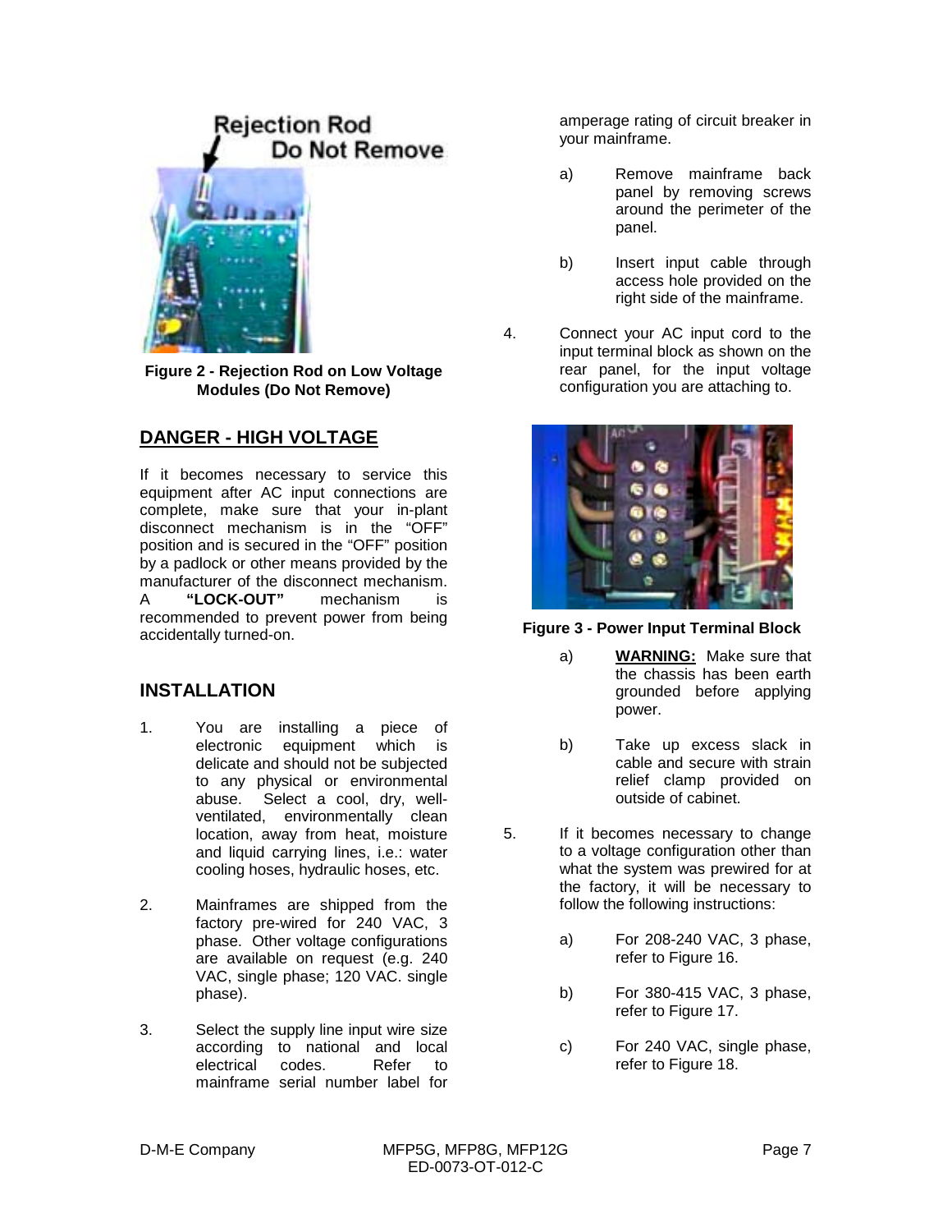Figure 2 - Rejection Rod on Low Voltage Modules (Do Not Remove)

## DANGER - HIGH VOLTAGE

If it becomes necessary to service this equipment after AC input connections are complete, make sure that your in-plant disconnect mechanism is in the "OFF" position and is secured in the "OFF" position by a padlock or other means provided by the manufacturer of the disconnect mechanism. A **"LOCK-OUT"** mechanism is recommended to prevent power from being accidentally turned-on.

## INSTALLATION

1. You are installing a piece of electronic equipment which is delicate and should not be subjected to any physical or environmental abuse. Select a cool, dry, well-ventilated, environmentally clean location, away from heat, moisture and liquid carrying lines, i.e.: water cooling hoses, hydraulic hoses, etc.

2. Mainframes are shipped from the factory pre-wired for 240 VAC, 3 phase. Other voltage configurations are available on request (e.g. 240 VAC, single phase; 120 VAC. single phase).

3. Select the supply line input wire size according to national and local electrical codes. Refer to mainframe serial number label for amperage rating of circuit breaker in your mainframe.

   a) Remove mainframe back panel by removing screws around the perimeter of the panel.

   b) Insert input cable through access hole provided on the right side of the mainframe.

4. Connect your AC input cord to the input terminal block as shown on the rear panel, for the input voltage configuration you are attaching to.

Figure 3 - Power Input Terminal Block

   a) **WARNING:** Make sure that the chassis has been earth grounded before applying power.

   b) Take up excess slack in cable and secure with strain relief clamp provided on outside of cabinet.

5. If it becomes necessary to change to a voltage configuration other than what the system was prewired for at the factory, it will be necessary to follow the following instructions:

   a) For 208-240 VAC, 3 phase, refer to Figure 16.

   b) For 380-415 VAC, 3 phase, refer to Figure 17.

   c) For 240 VAC, single phase, refer to Figure 18.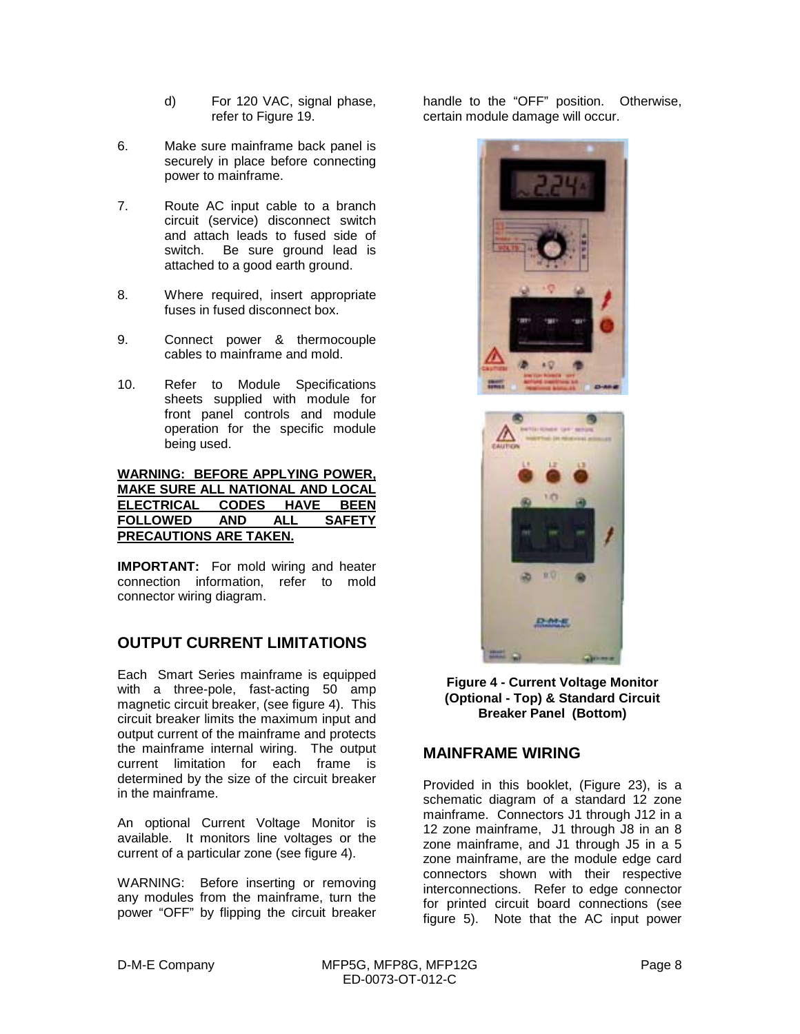d) For 120 VAC, signal phase, refer to Figure 19.

6. Make sure mainframe back panel is securely in place before connecting power to mainframe.

7. Route AC input cable to a branch circuit (service) disconnect switch and attach leads to fused side of switch. Be sure ground lead is attached to a good earth ground.

8. Where required, insert appropriate fuses in fused disconnect box.

9. Connect power & thermocouple cables to mainframe and mold.

10. Refer to Module Specifications sheets supplied with module for front panel controls and module operation for the specific module being used.

**WARNING: BEFORE APPLYING POWER, MAKE SURE ALL NATIONAL AND LOCAL ELECTRICAL CODES HAVE BEEN FOLLOWED AND ALL SAFETY PRECAUTIONS ARE TAKEN.**

**IMPORTANT:** For mold wiring and heater connection information, refer to mold connector wiring diagram.

## OUTPUT CURRENT LIMITATIONS

Each Smart Series mainframe is equipped with a three-pole, fast-acting 50 amp magnetic circuit breaker, (see figure 4). This circuit breaker limits the maximum input and output current of the mainframe and protects the mainframe internal wiring. The output current limitation for each frame is determined by the size of the circuit breaker in the mainframe.

An optional Current Voltage Monitor is available. It monitors line voltages or the current of a particular zone (see figure 4).

WARNING: Before inserting or removing any modules from the mainframe, turn the power "OFF" by flipping the circuit breaker handle to the "OFF" position. Otherwise, certain module damage will occur.

**Figure 4 - Current Voltage Monitor (Optional - Top) & Standard Circuit Breaker Panel (Bottom)**

## MAINFRAME WIRING

Provided in this booklet, (Figure 23), is a schematic diagram of a standard 12 zone mainframe. Connectors J1 through J12 in a 12 zone mainframe, J1 through J8 in an 8 zone mainframe, and J1 through J5 in a 5 zone mainframe, are the module edge card connectors shown with their respective interconnections. Refer to edge connector for printed circuit board connections (see figure 5). Note that the AC input power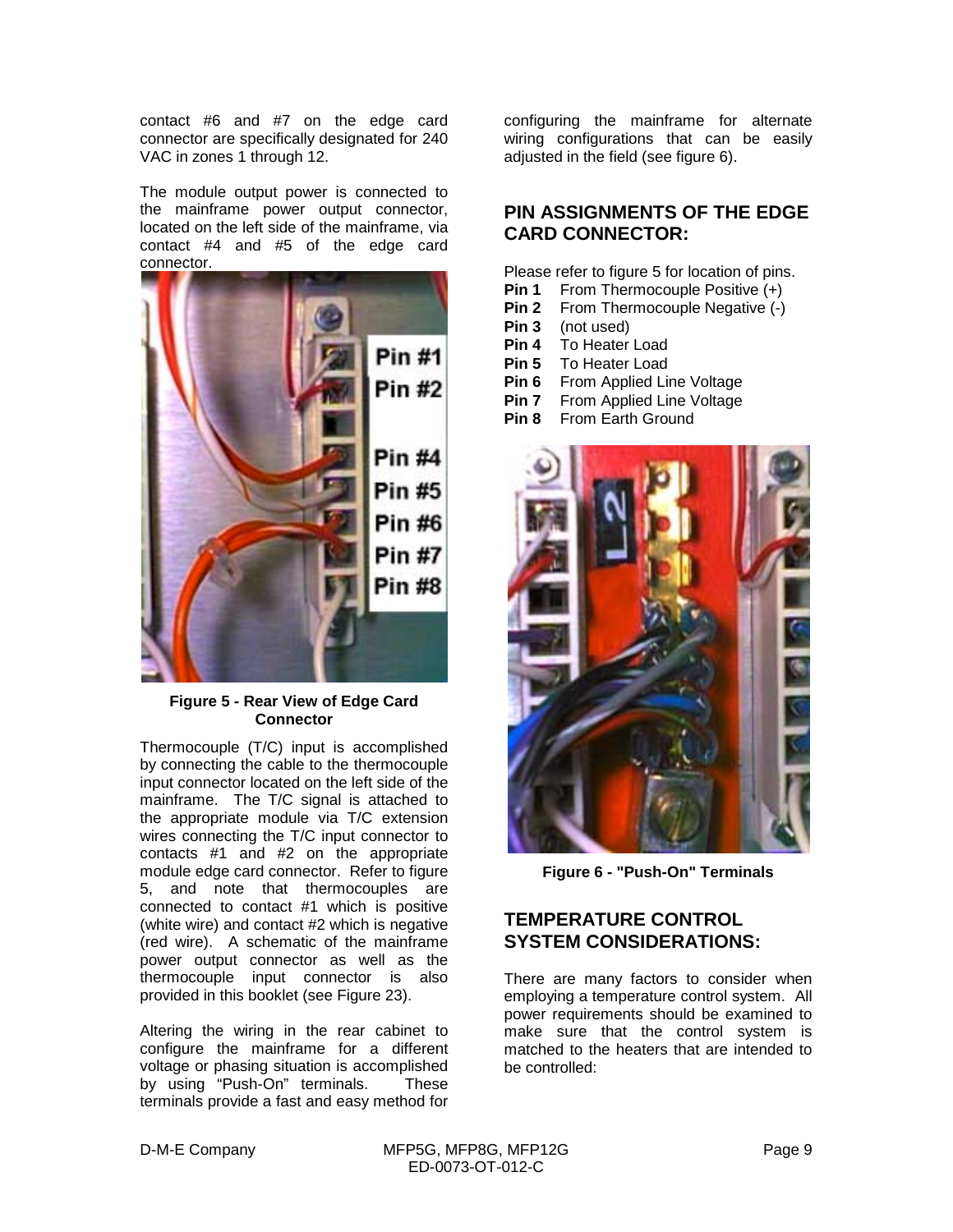contact #6 and #7 on the edge card connector are specifically designated for 240 VAC in zones 1 through 12.

The module output power is connected to the mainframe power output connector, located on the left side of the mainframe, via contact #4 and #5 of the edge card connector.

**Figure 5 - Rear View of Edge Card Connector**

Thermocouple (T/C) input is accomplished by connecting the cable to the thermocouple input connector located on the left side of the mainframe. The T/C signal is attached to the appropriate module via T/C extension wires connecting the T/C input connector to contacts #1 and #2 on the appropriate module edge card connector. Refer to figure 5, and note that thermocouples are connected to contact #1 which is positive (white wire) and contact #2 which is negative (red wire). A schematic of the mainframe power output connector as well as the thermocouple input connector is also provided in this booklet (see Figure 23).

Altering the wiring in the rear cabinet to configure the mainframe for a different voltage or phasing situation is accomplished by using "Push-On" terminals. These terminals provide a fast and easy method for configuring the mainframe for alternate wiring configurations that can be easily adjusted in the field (see figure 6).

## PIN ASSIGNMENTS OF THE EDGE CARD CONNECTOR:

Please refer to figure 5 for location of pins.

**Pin 1** From Thermocouple Positive (+)
**Pin 2** From Thermocouple Negative (-)
**Pin 3** (not used)
**Pin 4** To Heater Load
**Pin 5** To Heater Load
**Pin 6** From Applied Line Voltage
**Pin 7** From Applied Line Voltage
**Pin 8** From Earth Ground

**Figure 6 - "Push-On" Terminals**

## TEMPERATURE CONTROL SYSTEM CONSIDERATIONS:

There are many factors to consider when employing a temperature control system. All power requirements should be examined to make sure that the control system is matched to the heaters that are intended to be controlled: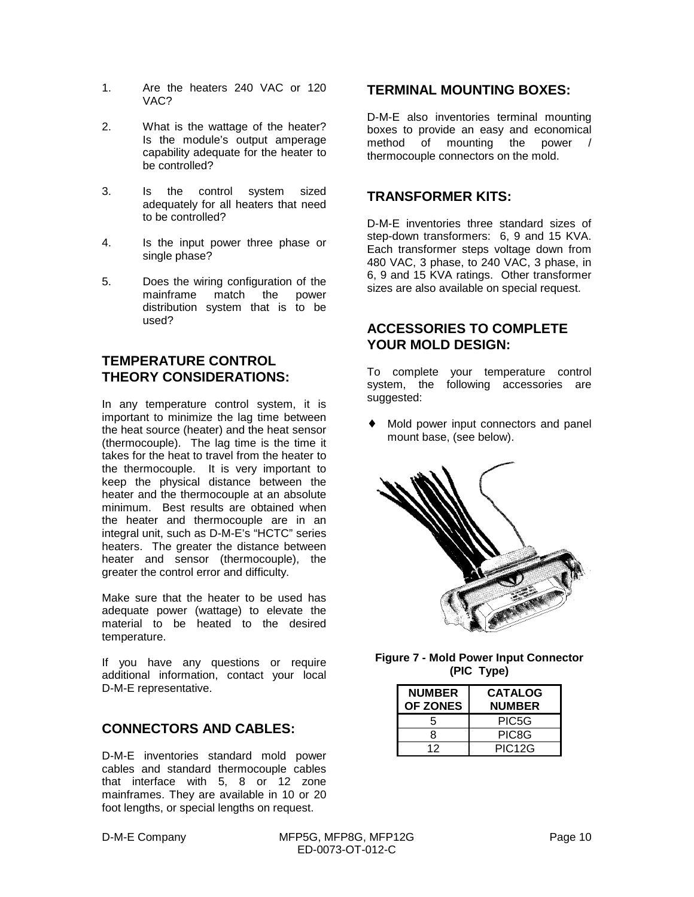1. Are the heaters 240 VAC or 120 VAC?

2. What is the wattage of the heater? Is the module's output amperage capability adequate for the heater to be controlled?

3. Is the control system sized adequately for all heaters that need to be controlled?

4. Is the input power three phase or single phase?

5. Does the wiring configuration of the mainframe match the power distribution system that is to be used?

## TEMPERATURE CONTROL THEORY CONSIDERATIONS:

In any temperature control system, it is important to minimize the lag time between the heat source (heater) and the heat sensor (thermocouple). The lag time is the time it takes for the heat to travel from the heater to the thermocouple. It is very important to keep the physical distance between the heater and the thermocouple at an absolute minimum. Best results are obtained when the heater and thermocouple are in an integral unit, such as D-M-E's "HCTC" series heaters. The greater the distance between heater and sensor (thermocouple), the greater the control error and difficulty.

Make sure that the heater to be used has adequate power (wattage) to elevate the material to be heated to the desired temperature.

If you have any questions or require additional information, contact your local D-M-E representative.

## CONNECTORS AND CABLES:

D-M-E inventories standard mold power cables and standard thermocouple cables that interface with 5, 8 or 12 zone mainframes. They are available in 10 or 20 foot lengths, or special lengths on request.

## TERMINAL MOUNTING BOXES:

D-M-E also inventories terminal mounting boxes to provide an easy and economical method of mounting the power / thermocouple connectors on the mold.

## TRANSFORMER KITS:

D-M-E inventories three standard sizes of step-down transformers: 6, 9 and 15 KVA. Each transformer steps voltage down from 480 VAC, 3 phase, to 240 VAC, 3 phase, in 6, 9 and 15 KVA ratings. Other transformer sizes are also available on special request.

## ACCESSORIES TO COMPLETE YOUR MOLD DESIGN:

To complete your temperature control system, the following accessories are suggested:

- Mold power input connectors and panel mount base, (see below).

**Figure 7 - Mold Power Input Connector (PIC Type)**

| NUMBER OF ZONES | CATALOG NUMBER |
|---|---|
| 5 | PIC5G |
| 8 | PIC8G |
| 12 | PIC12G |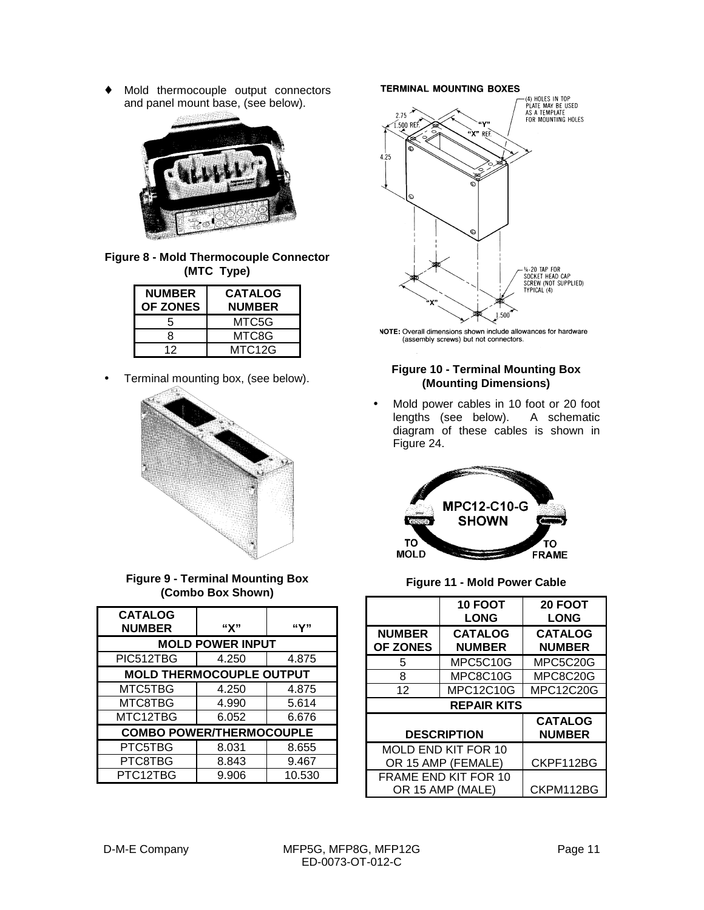- Mold thermocouple output connectors and panel mount base, (see below).

**Figure 8 - Mold Thermocouple Connector (MTC Type)**

| NUMBER OF ZONES | CATALOG NUMBER |
|---|---|
| 5 | MTC5G |
| 8 | MTC8G |
| 12 | MTC12G |

- Terminal mounting box, (see below).

**Figure 9 - Terminal Mounting Box (Combo Box Shown)**

| CATALOG NUMBER | "X" | "Y" |
|---|---|---|
| **MOLD POWER INPUT** | | |
| PIC512TBG | 4.250 | 4.875 |
| **MOLD THERMOCOUPLE OUTPUT** | | |
| MTC5TBG | 4.250 | 4.875 |
| MTC8TBG | 4.990 | 5.614 |
| MTC12TBG | 6.052 | 6.676 |
| **COMBO POWER/THERMOCOUPLE** | | |
| PTC5TBG | 8.031 | 8.655 |
| PTC8TBG | 8.843 | 9.467 |
| PTC12TBG | 9.906 | 10.530 |

**TERMINAL MOUNTING BOXES**

NOTE: Overall dimensions shown include allowances for hardware (assembly screws) but not connectors.

**Figure 10 - Terminal Mounting Box (Mounting Dimensions)**

- Mold power cables in 10 foot or 20 foot lengths (see below). A schematic diagram of these cables is shown in Figure 24.

**Figure 11 - Mold Power Cable**

| | 10 FOOT LONG | 20 FOOT LONG |
|---|---|---|
| **NUMBER OF ZONES** | **CATALOG NUMBER** | **CATALOG NUMBER** |
| 5 | MPC5C10G | MPC5C20G |
| 8 | MPC8C10G | MPC8C20G |
| 12 | MPC12C10G | MPC12C20G |
| **REPAIR KITS** | | |
| **DESCRIPTION** | | **CATALOG NUMBER** |
| MOLD END KIT FOR 10 OR 15 AMP (FEMALE) | | CKPF112BG |
| FRAME END KIT FOR 10 OR 15 AMP (MALE) | | CKPM112BG |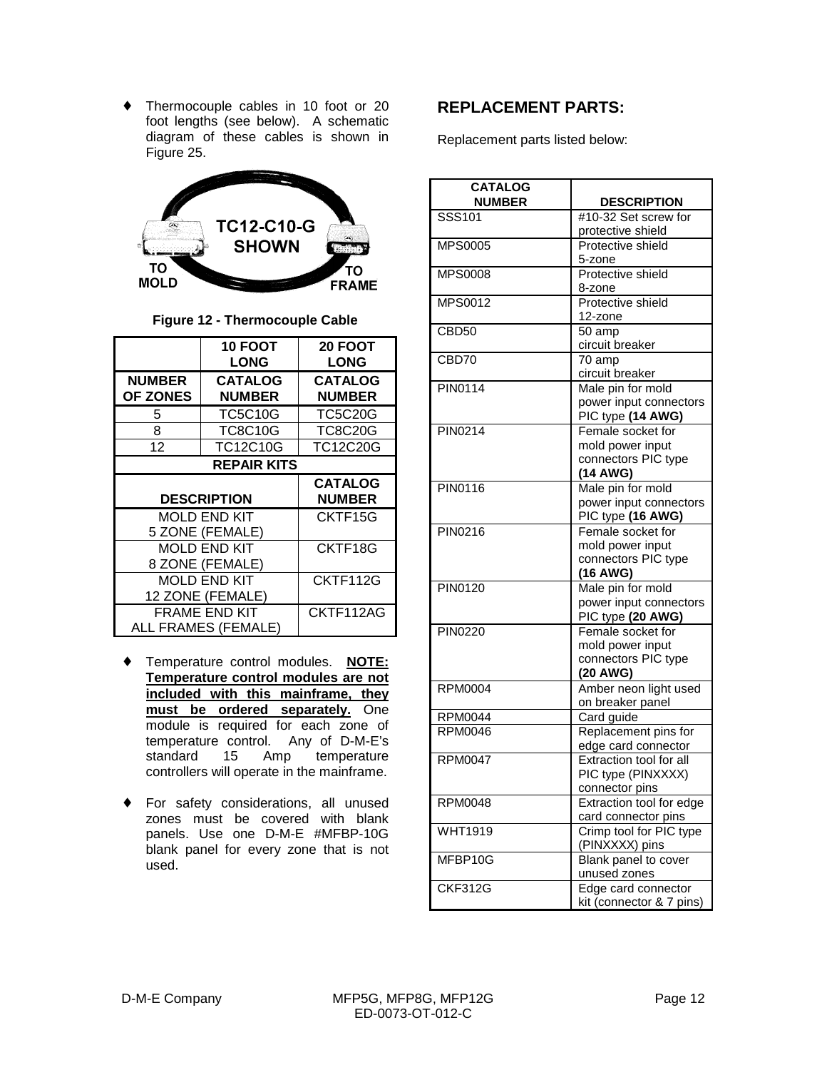- Thermocouple cables in 10 foot or 20 foot lengths (see below). A schematic diagram of these cables is shown in Figure 25.

**Figure 12 - Thermocouple Cable**

| | 10 FOOT LONG | 20 FOOT LONG |
|---|---|---|
| **NUMBER OF ZONES** | **CATALOG NUMBER** | **CATALOG NUMBER** |
| 5 | TC5C10G | TC5C20G |
| 8 | TC8C10G | TC8C20G |
| 12 | TC12C10G | TC12C20G |
| **REPAIR KITS** | | |
| **DESCRIPTION** | | **CATALOG NUMBER** |
| MOLD END KIT 5 ZONE (FEMALE) | | CKTF15G |
| MOLD END KIT 8 ZONE (FEMALE) | | CKTF18G |
| MOLD END KIT 12 ZONE (FEMALE) | | CKTF112G |
| FRAME END KIT ALL FRAMES (FEMALE) | | CKTF112AG |

- Temperature control modules. **NOTE: Temperature control modules are not included with this mainframe, they must be ordered separately.** One module is required for each zone of temperature control. Any of D-M-E's standard 15 Amp temperature controllers will operate in the mainframe.

- For safety considerations, all unused zones must be covered with blank panels. Use one D-M-E #MFBP-10G blank panel for every zone that is not used.

## REPLACEMENT PARTS:

Replacement parts listed below:

| CATALOG NUMBER | DESCRIPTION |
|---|---|
| SSS101 | #10-32 Set screw for protective shield |
| MPS0005 | Protective shield 5-zone |
| MPS0008 | Protective shield 8-zone |
| MPS0012 | Protective shield 12-zone |
| CBD50 | 50 amp circuit breaker |
| CBD70 | 70 amp circuit breaker |
| PIN0114 | Male pin for mold power input connectors PIC type **(14 AWG)** |
| PIN0214 | Female socket for mold power input connectors PIC type **(14 AWG)** |
| PIN0116 | Male pin for mold power input connectors PIC type **(16 AWG)** |
| PIN0216 | Female socket for mold power input connectors PIC type **(16 AWG)** |
| PIN0120 | Male pin for mold power input connectors PIC type **(20 AWG)** |
| PIN0220 | Female socket for mold power input connectors PIC type **(20 AWG)** |
| RPM0004 | Amber neon light used on breaker panel |
| RPM0044 | Card guide |
| RPM0046 | Replacement pins for edge card connector |
| RPM0047 | Extraction tool for all PIC type (PINXXXX) connector pins |
| RPM0048 | Extraction tool for edge card connector pins |
| WHT1919 | Crimp tool for PIC type (PINXXXX) pins |
| MFBP10G | Blank panel to cover unused zones |
| CKF312G | Edge card connector kit (connector & 7 pins) |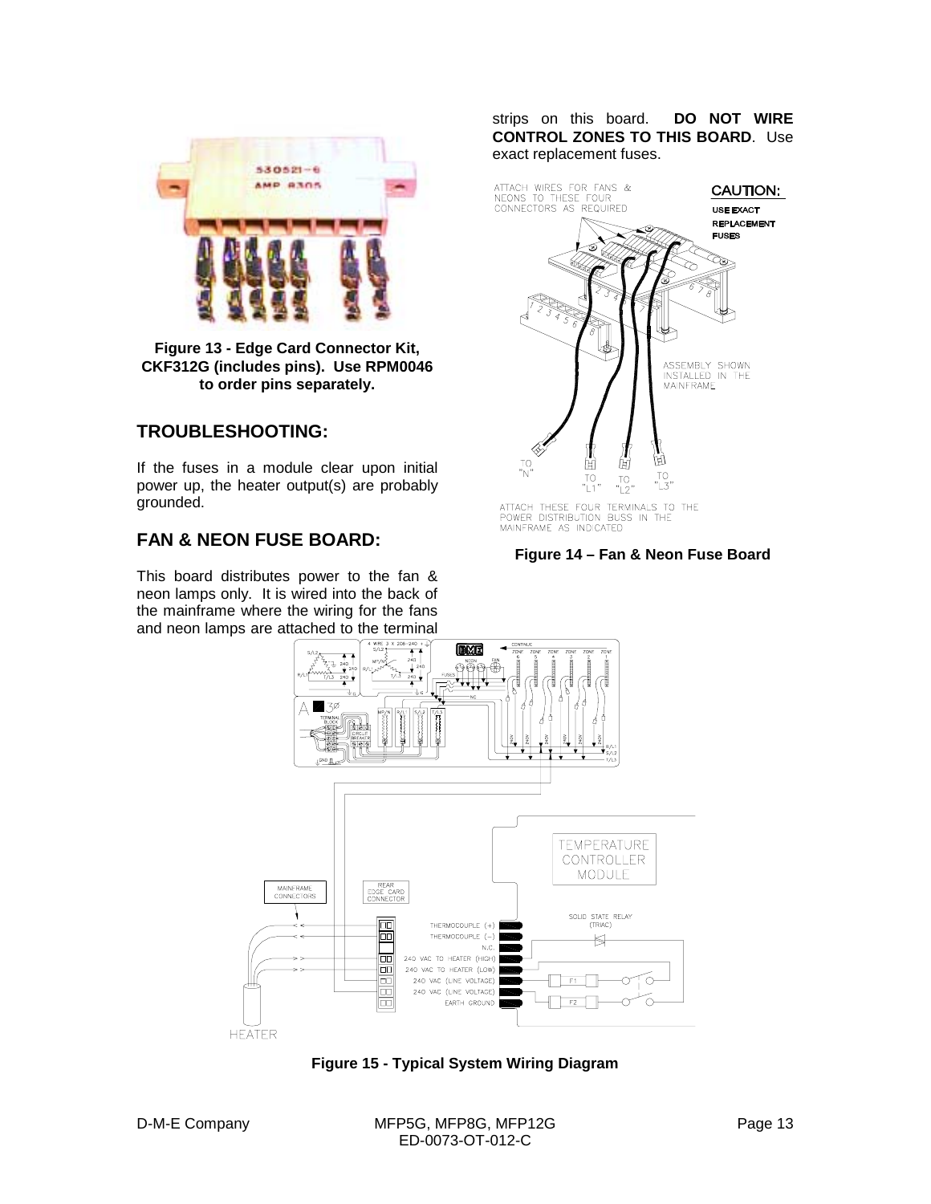**Figure 13 - Edge Card Connector Kit, CKF312G (includes pins). Use RPM0046 to order pins separately.**

## TROUBLESHOOTING:

If the fuses in a module clear upon initial power up, the heater output(s) are probably grounded.

## FAN & NEON FUSE BOARD:

This board distributes power to the fan & neon lamps only. It is wired into the back of the mainframe where the wiring for the fans and neon lamps are attached to the terminal strips on this board. **DO NOT WIRE CONTROL ZONES TO THIS BOARD**. Use exact replacement fuses.

**Figure 14 – Fan & Neon Fuse Board**

**Figure 15 - Typical System Wiring Diagram**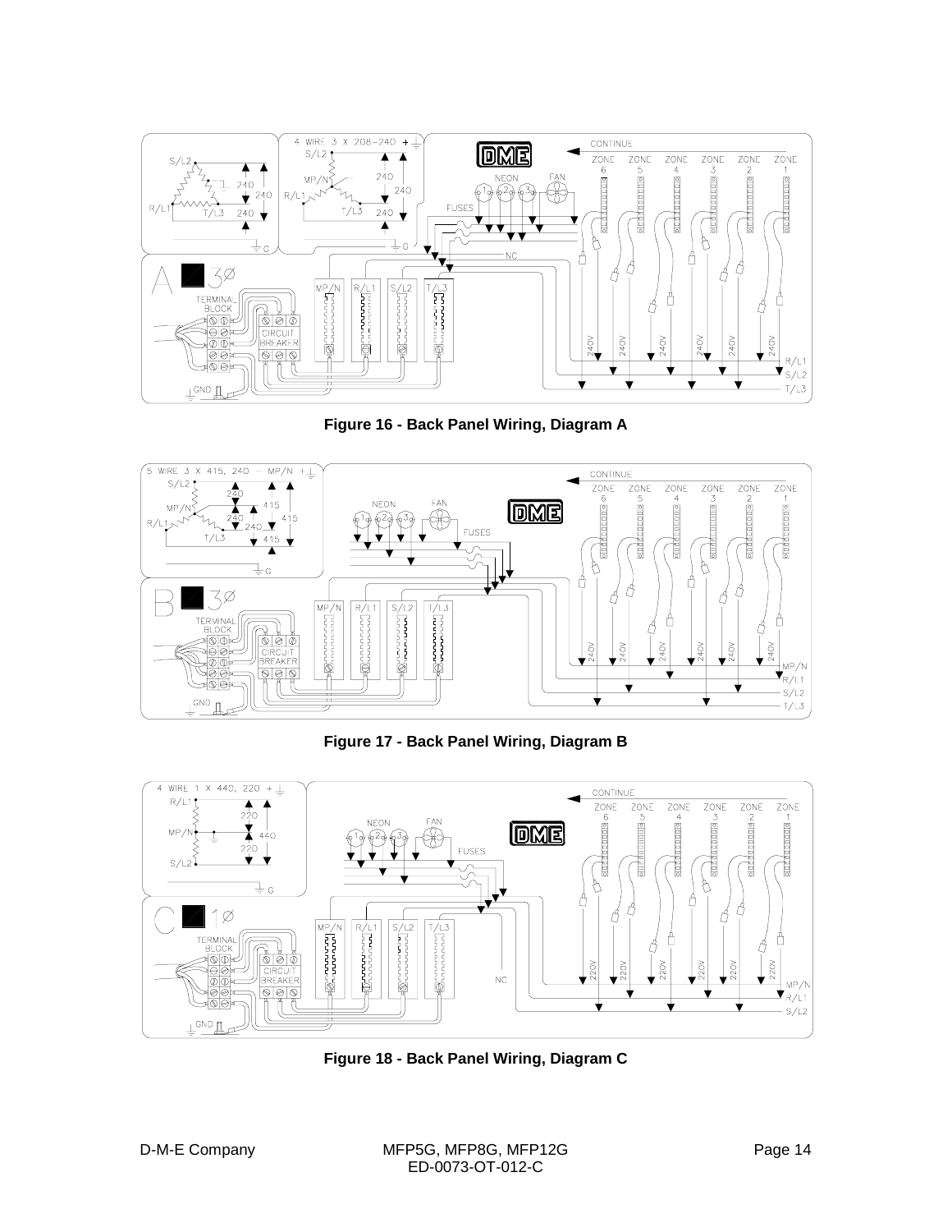Figure 16 - Back Panel Wiring, Diagram A

Figure 17 - Back Panel Wiring, Diagram B

Figure 18 - Back Panel Wiring, Diagram C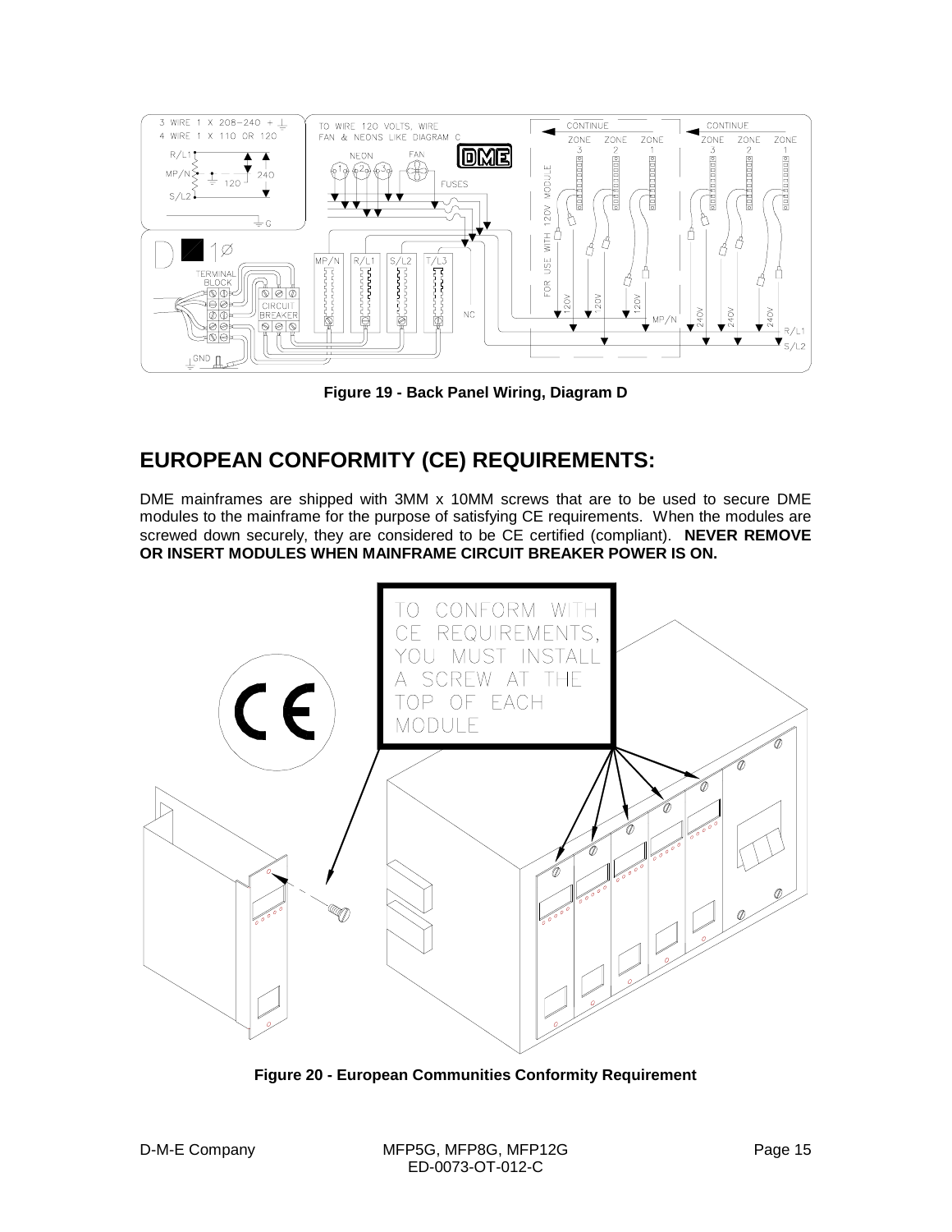Figure 19 - Back Panel Wiring, Diagram D

## EUROPEAN CONFORMITY (CE) REQUIREMENTS:

DME mainframes are shipped with 3MM x 10MM screws that are to be used to secure DME modules to the mainframe for the purpose of satisfying CE requirements. When the modules are screwed down securely, they are considered to be CE certified (compliant). **NEVER REMOVE OR INSERT MODULES WHEN MAINFRAME CIRCUIT BREAKER POWER IS ON.**

Figure 20 - European Communities Conformity Requirement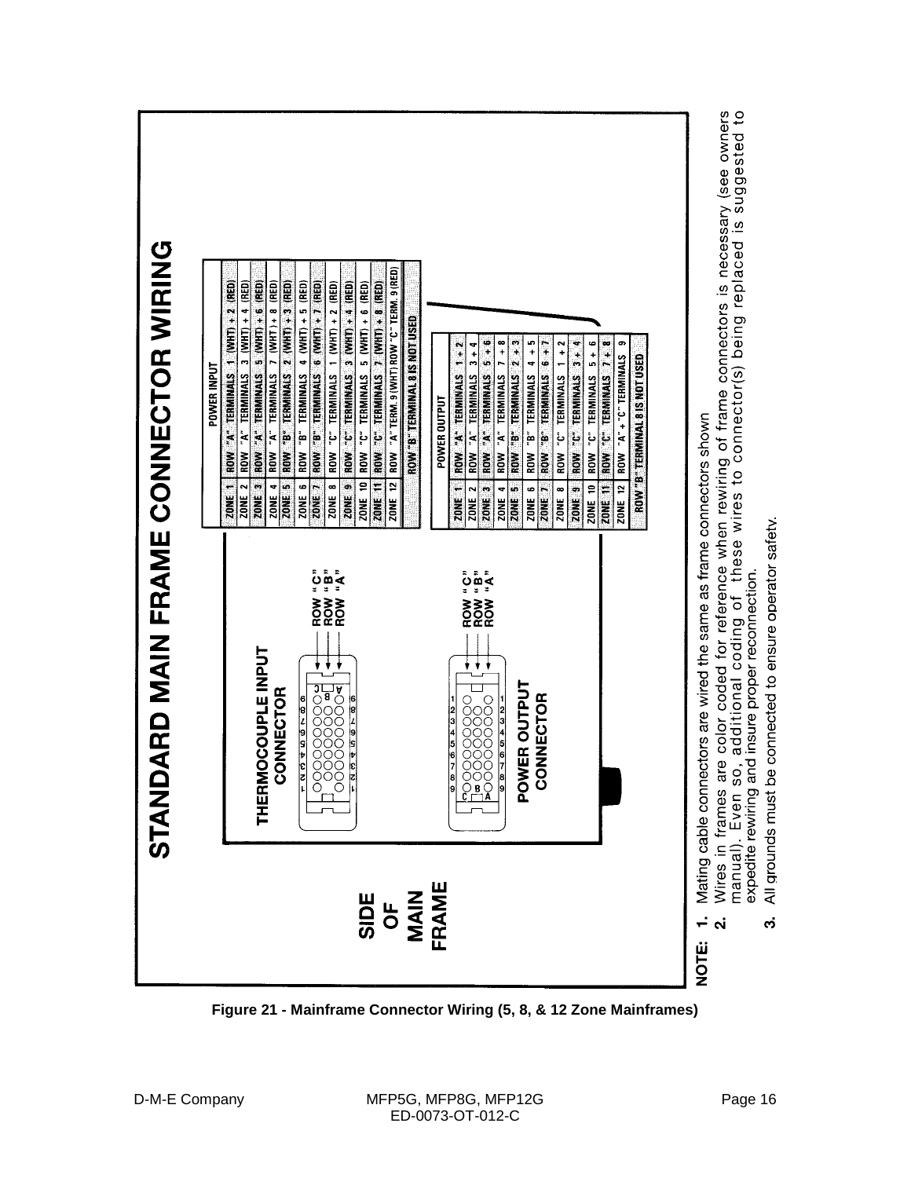# STANDARD MAIN FRAME CONNECTOR WIRING

SIDE OF MAIN FRAME

THERMOCOUPLE INPUT CONNECTOR

ROW "C"
ROW "B"
ROW "A"

POWER OUTPUT CONNECTOR

ROW "C"
ROW "B"
ROW "A"

| POWER INPUT | |
|---|---|
| ZONE 1 | ROW "A" TERMINALS 1 (WHT) + 2 (RED) |
| ZONE 2 | ROW "A" TERMINALS 3 (WHT) + 4 (RED) |
| ZONE 3 | ROW "A" TERMINALS 5 (WHT) + 6 (RED) |
| ZONE 4 | ROW "A" TERMINALS 7 (WHT) + 8 (RED) |
| ZONE 5 | ROW "B" TERMINALS 2 (WHT) + 3 (RED) |
| ZONE 6 | ROW "B" TERMINALS 4 (WHT) + 5 (RED) |
| ZONE 7 | ROW "B" TERMINALS 6 (WHT) + 7 (RED) |
| ZONE 8 | ROW "C" TERMINALS 1 (WHT) + 2 (RED) |
| ZONE 9 | ROW "C" TERMINALS 3 (WHT) + 4 (RED) |
| ZONE 10 | ROW "C" TERMINALS 5 (WHT) + 6 (RED) |
| ZONE 11 | ROW "C" TERMINALS 7 (WHT) + 8 (RED) |
| ZONE 12 | ROW "A" TERM. 9 (WHT) ROW "C" TERM. 9 (RED) |
| ROW "B" TERMINAL 8 IS NOT USED | |

| POWER OUTPUT | |
|---|---|
| ZONE 1 | ROW "A" TERMINALS 1 + 2 |
| ZONE 2 | ROW "A" TERMINALS 3 + 4 |
| ZONE 3 | ROW "A" TERMINALS 5 + 6 |
| ZONE 4 | ROW "A" TERMINALS 7 + 8 |
| ZONE 5 | ROW "B" TERMINALS 2 + 3 |
| ZONE 6 | ROW "B" TERMINALS 4 + 5 |
| ZONE 7 | ROW "B" TERMINALS 6 + 7 |
| ZONE 8 | ROW "C" TERMINALS 1 + 2 |
| ZONE 9 | ROW "C" TERMINALS 3 + 4 |
| ZONE 10 | ROW "C" TERMINALS 5 + 6 |
| ZONE 11 | ROW "C" TERMINALS 7 + 8 |
| ZONE 12 | ROW "A" + "C" TERMINALS 9 |
| ROW "B" TERMINAL 8 IS NOT USED | |

NOTE:

1. Mating cable connectors are wired the same as frame connectors shown
2. Wires in frames are color coded for reference when rewiring of frame connectors is necessary (see owners manual). Even so, additional coding of these wires to connector(s) being replaced is suggested to expedite rewiring and insure proper reconnection.
3. All grounds must be connected to ensure operator safety.

**Figure 21 - Mainframe Connector Wiring (5, 8, & 12 Zone Mainframes)**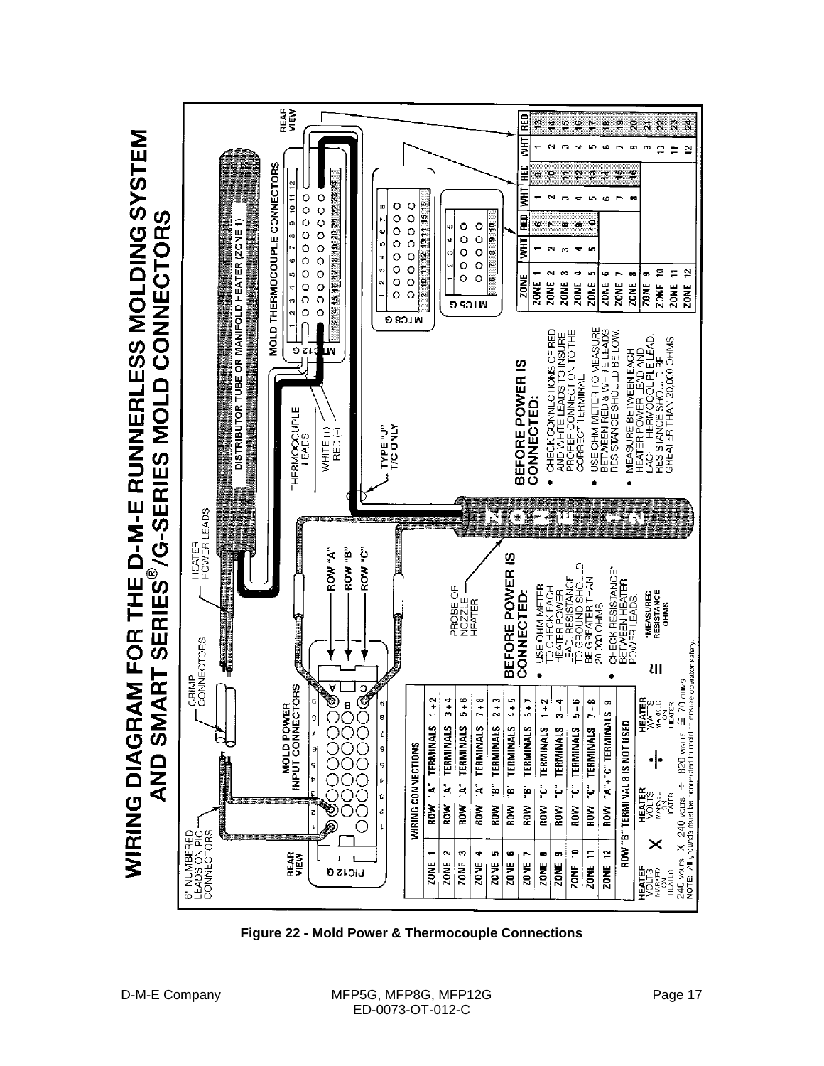# WIRING DIAGRAM FOR THE D-M-E RUNNERLESS MOLDING SYSTEM AND SMART SERIES®/G-SERIES MOLD CONNECTORS

6' NUMBERED LEADS ON PIC CONNECTORS

CRIMP CONNECTORS

HEATER POWER LEADS

REAR VIEW

PIC12 G

MOLD POWER INPUT CONNECTORS

ROW "A"

ROW "B"

ROW "C"

PROBE OR NOZZLE HEATER

DISTRIBUTOR TUBE OR MANIFOLD HEATER (ZONE 1)

THERMOCOUPLE LEADS

WHITE (+)

RED (-)

TYPE "J" T/C ONLY

MOLD THERMOCOUPLE CONNECTORS

MTC12 G

MTC8 G

MTC5 G

REAR VIEW

ZONE 1 + 2

| | WIRING CONNECTIONS |
|---|---|
| ZONE 1 | ROW "A" TERMINALS 1 + 2 |
| ZONE 2 | ROW "A" TERMINALS 3 + 4 |
| ZONE 3 | ROW "A" TERMINALS 5 + 6 |
| ZONE 4 | ROW "A" TERMINALS 7 + 8 |
| ZONE 5 | ROW "B" TERMINALS 2 + 3 |
| ZONE 6 | ROW "B" TERMINALS 4 + 5 |
| ZONE 7 | ROW "B" TERMINALS 6 + 7 |
| ZONE 8 | ROW "C" TERMINALS 1 + 2 |
| ZONE 9 | ROW "C" TERMINALS 3 + 4 |
| ZONE 10 | ROW "C" TERMINALS 5 + 6 |
| ZONE 11 | ROW "C" TERMINALS 7 + 8 |
| ZONE 12 | ROW "A" + "C" TERMINALS 9 |
| | ROW "B" TERMINAL 8 IS NOT USED |

HEATER VOLTS MARKED ON HEATER X HEATER VOLTS MARKED ON HEATER ÷ HEATER WATTS MARKED ON HEATER ≅ \*MEASURED RESISTANCE OHMS

240 VOLTS X 240 VOLTS ÷ 820 WATTS ≅ 70 OHMS

NOTE: All grounds must be connected to mold to ensure operator safety.

## BEFORE POWER IS CONNECTED:

- USE OHM METER TO CHECK EACH HEATER POWER LEAD. RESISTANCE TO GROUND SHOULD BE GREATER THAN 20,000 OHMS.
- CHECK RESISTANCE\* BETWEEN HEATER POWER LEADS.

## BEFORE POWER IS CONNECTED:

- CHECK CONNECTIONS OF RED AND WHITE LEADS TO INSURE PROPER CONNECTION TO THE CORRECT TERMINAL.
- USE OHM METER TO MEASURE BETWEEN RED & WHITE LEADS. RESISTANCE SHOULD BE LOW.
- MEASURE BETWEEN EACH HEATER POWER LEAD AND EACH THERMOCOUPLE LEAD. RESISTANCE SHOULD BE GREATER THAN 20,000 OHMS.

| ZONE | MTC5 G WHT | MTC5 G RED | MTC8 G WHT | MTC8 G RED | MTC12 G WHT | MTC12 G RED |
|---|---|---|---|---|---|---|
| ZONE 1 | 1 | 6 | 1 | 9 | 1 | 13 |
| ZONE 2 | 2 | 7 | 2 | 10 | 2 | 14 |
| ZONE 3 | 3 | 8 | 3 | 11 | 3 | 15 |
| ZONE 4 | 4 | 9 | 4 | 12 | 4 | 16 |
| ZONE 5 | 5 | 10 | 5 | 13 | 5 | 17 |
| ZONE 6 | | | 6 | 14 | 6 | 18 |
| ZONE 7 | | | 7 | 15 | 7 | 19 |
| ZONE 8 | | | 8 | 16 | 8 | 20 |
| ZONE 9 | | | | | 9 | 21 |
| ZONE 10 | | | | | 10 | 22 |
| ZONE 11 | | | | | 11 | 23 |
| ZONE 12 | | | | | 12 | 24 |

**Figure 22 - Mold Power & Thermocouple Connections**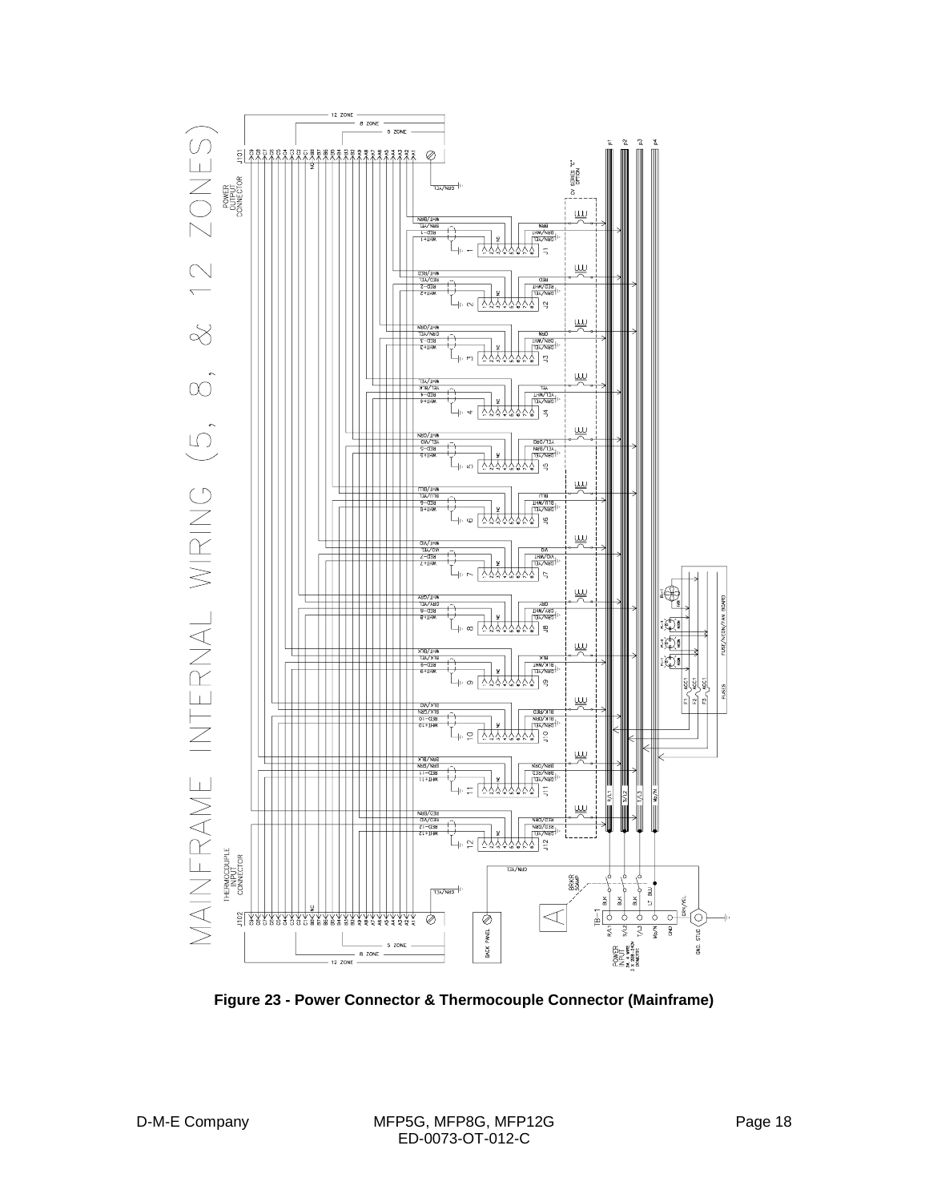**Figure 23 - Power Connector & Thermocouple Connector (Mainframe)**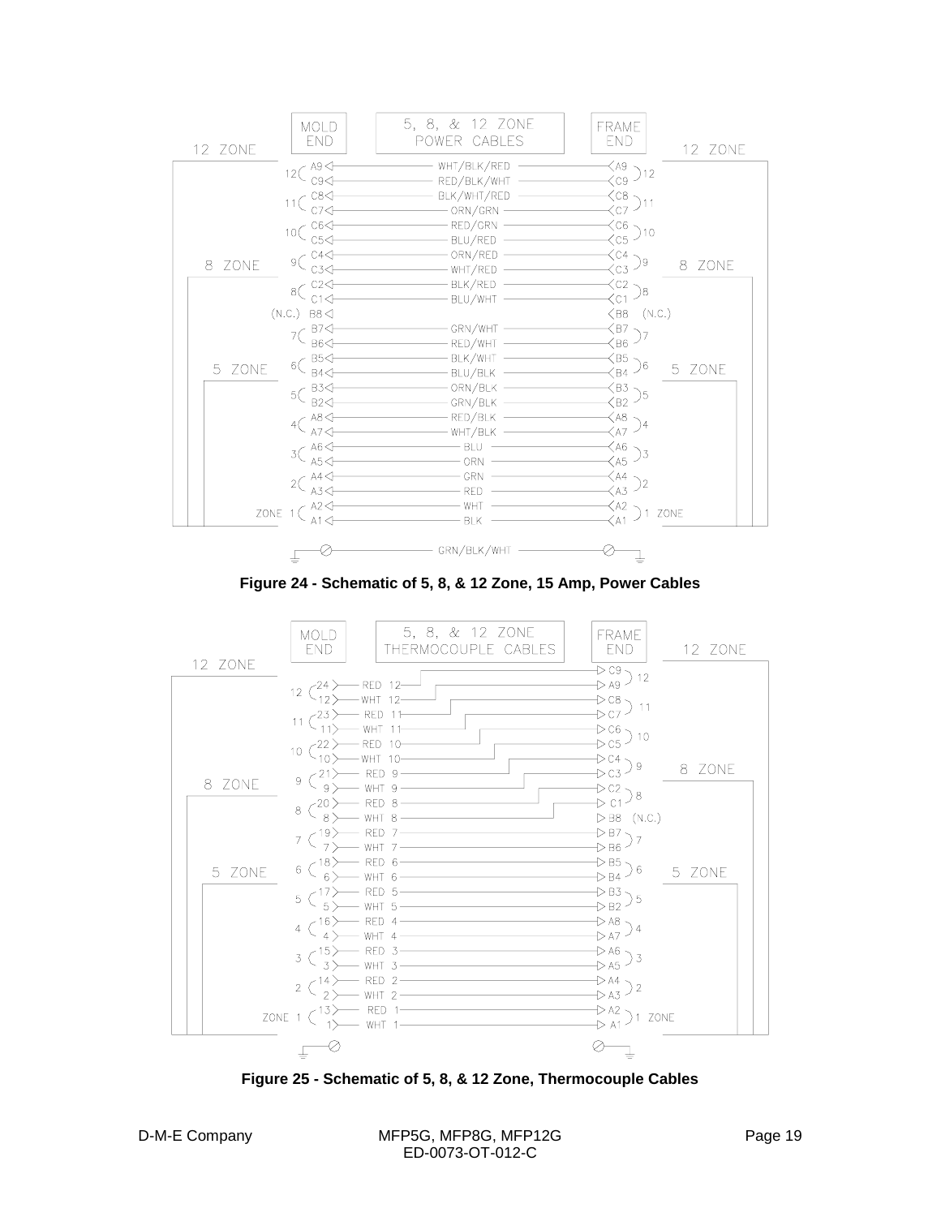Figure 24 - Schematic of 5, 8, & 12 Zone, 15 Amp, Power Cables

Figure 25 - Schematic of 5, 8, & 12 Zone, Thermocouple Cables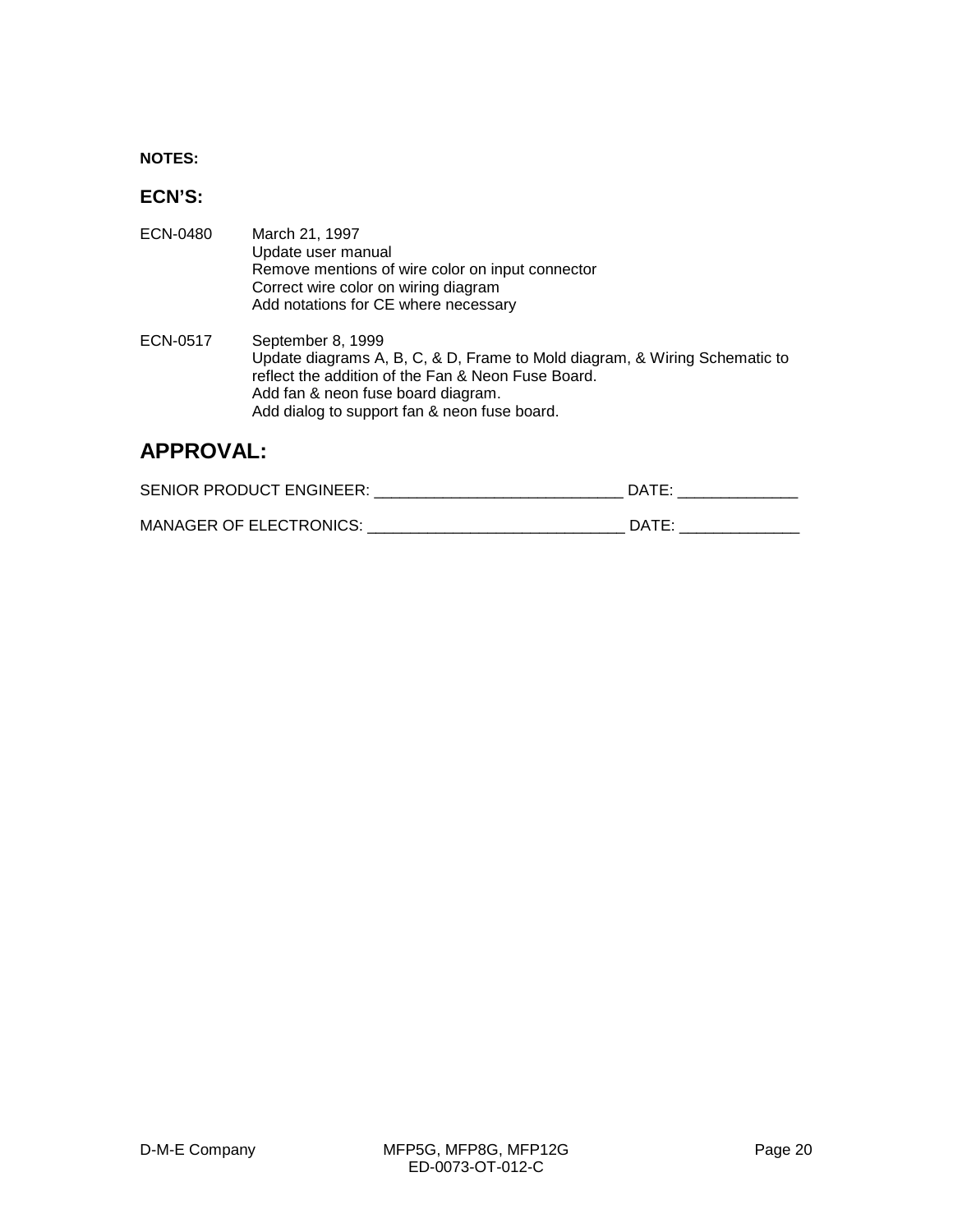**NOTES:**

## ECN'S:

ECN-0480 March 21, 1997
Update user manual
Remove mentions of wire color on input connector
Correct wire color on wiring diagram
Add notations for CE where necessary

ECN-0517 September 8, 1999
Update diagrams A, B, C, & D, Frame to Mold diagram, & Wiring Schematic to reflect the addition of the Fan & Neon Fuse Board.
Add fan & neon fuse board diagram.
Add dialog to support fan & neon fuse board.

# APPROVAL:

SENIOR PRODUCT ENGINEER: _____________________________ DATE: ______________

MANAGER OF ELECTRONICS: _____________________________ DATE: ______________